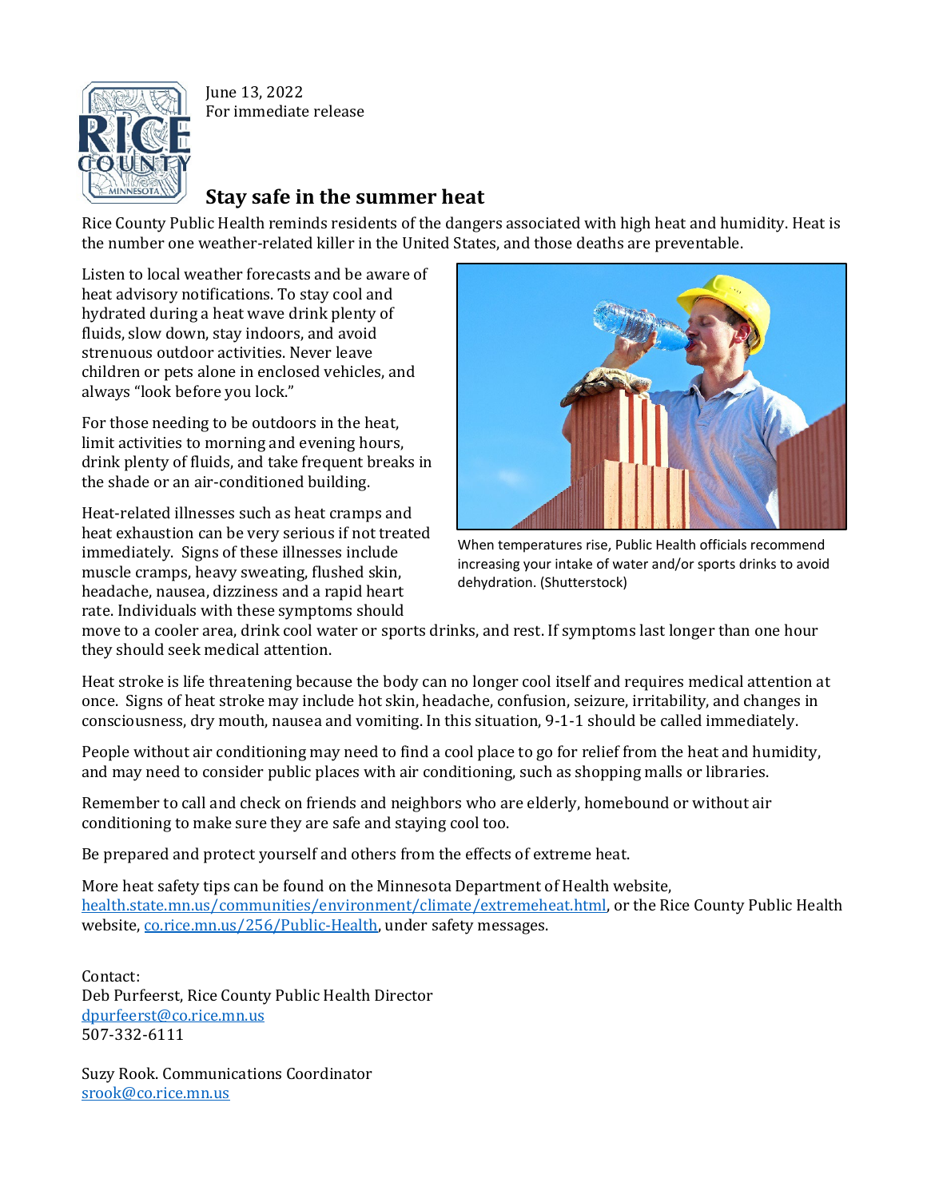June 13, 2022
For immediate release

# Stay safe in the summer heat

Rice County Public Health reminds residents of the dangers associated with high heat and humidity. Heat is the number one weather-related killer in the United States, and those deaths are preventable.

Listen to local weather forecasts and be aware of heat advisory notifications. To stay cool and hydrated during a heat wave drink plenty of fluids, slow down, stay indoors, and avoid strenuous outdoor activities. Never leave children or pets alone in enclosed vehicles, and always "look before you lock."

For those needing to be outdoors in the heat, limit activities to morning and evening hours, drink plenty of fluids, and take frequent breaks in the shade or an air-conditioned building.

When temperatures rise, Public Health officials recommend increasing your intake of water and/or sports drinks to avoid dehydration. (Shutterstock)

Heat-related illnesses such as heat cramps and heat exhaustion can be very serious if not treated immediately. Signs of these illnesses include muscle cramps, heavy sweating, flushed skin, headache, nausea, dizziness and a rapid heart rate. Individuals with these symptoms should move to a cooler area, drink cool water or sports drinks, and rest. If symptoms last longer than one hour they should seek medical attention.

Heat stroke is life threatening because the body can no longer cool itself and requires medical attention at once. Signs of heat stroke may include hot skin, headache, confusion, seizure, irritability, and changes in consciousness, dry mouth, nausea and vomiting. In this situation, 9-1-1 should be called immediately.

People without air conditioning may need to find a cool place to go for relief from the heat and humidity, and may need to consider public places with air conditioning, such as shopping malls or libraries.

Remember to call and check on friends and neighbors who are elderly, homebound or without air conditioning to make sure they are safe and staying cool too.

Be prepared and protect yourself and others from the effects of extreme heat.

More heat safety tips can be found on the Minnesota Department of Health website, [health.state.mn.us/communities/environment/climate/extremeheat.html](health.state.mn.us/communities/environment/climate/extremeheat.html), or the Rice County Public Health website, [co.rice.mn.us/256/Public-Health](co.rice.mn.us/256/Public-Health), under safety messages.

Contact:
Deb Purfeerst, Rice County Public Health Director
dpurfeerst@co.rice.mn.us
507-332-6111

Suzy Rook. Communications Coordinator
srook@co.rice.mn.us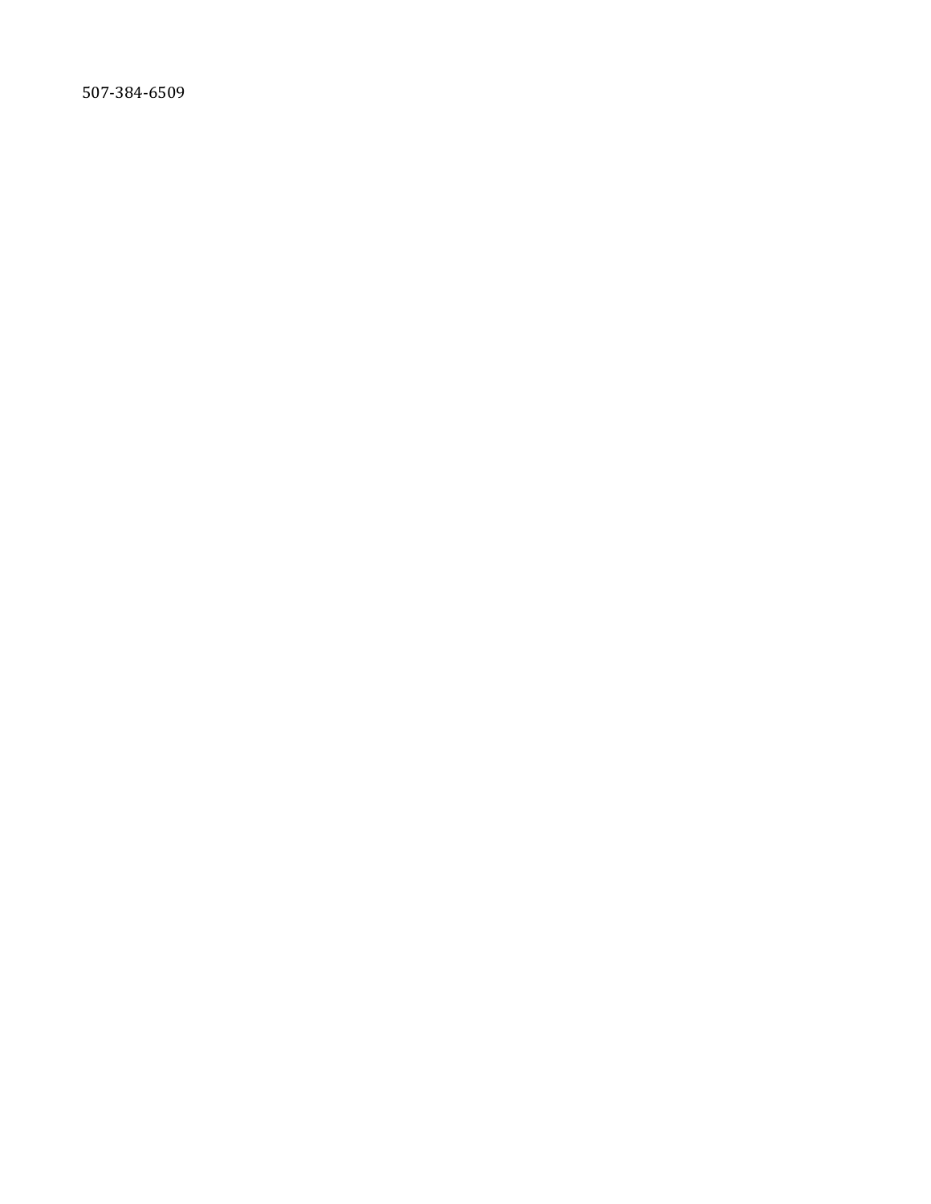507-384-6509